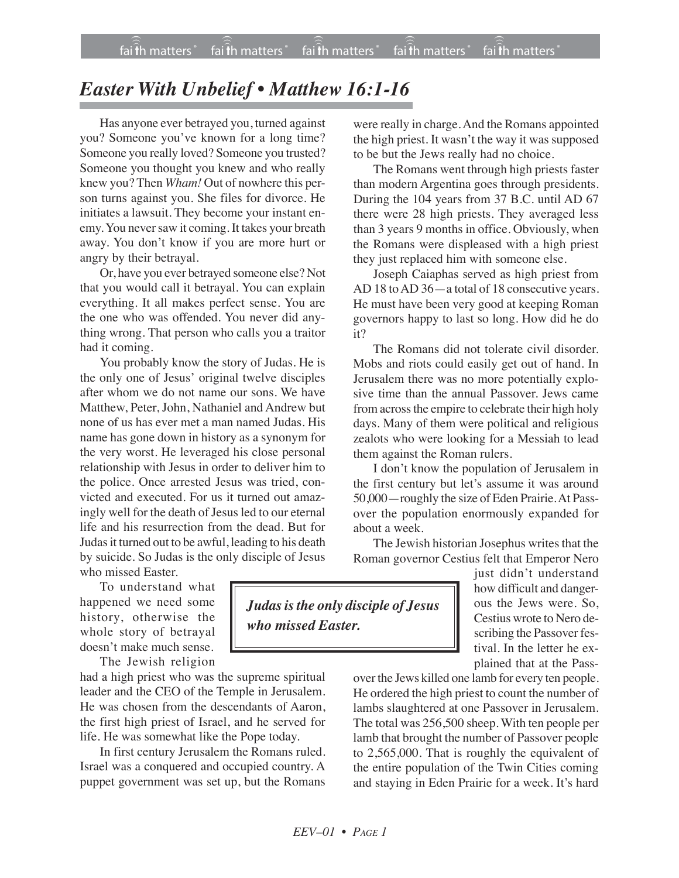# *Easter With Unbelief • Matthew 16:1-16*

Has anyone ever betrayed you, turned against you? Someone you've known for a long time? Someone you really loved? Someone you trusted? Someone you thought you knew and who really knew you? Then *Wham!* Out of nowhere this person turns against you. She files for divorce. He initiates a lawsuit. They become your instant enemy. You never saw it coming. It takes your breath away. You don't know if you are more hurt or angry by their betrayal.

Or, have you ever betrayed someone else? Not that you would call it betrayal. You can explain everything. It all makes perfect sense. You are the one who was offended. You never did anything wrong. That person who calls you a traitor had it coming.

You probably know the story of Judas. He is the only one of Jesus' original twelve disciples after whom we do not name our sons. We have Matthew, Peter, John, Nathaniel and Andrew but none of us has ever met a man named Judas. His name has gone down in history as a synonym for the very worst. He leveraged his close personal relationship with Jesus in order to deliver him to the police. Once arrested Jesus was tried, convicted and executed. For us it turned out amazingly well for the death of Jesus led to our eternal life and his resurrection from the dead. But for Judas it turned out to be awful, leading to his death by suicide. So Judas is the only disciple of Jesus who missed Easter.

> ***Judas is the only disciple of Jesus who missed Easter.***

To understand what happened we need some history, otherwise the whole story of betrayal doesn't make much sense.

The Jewish religion had a high priest who was the supreme spiritual leader and the CEO of the Temple in Jerusalem. He was chosen from the descendants of Aaron, the first high priest of Israel, and he served for life. He was somewhat like the Pope today.

In first century Jerusalem the Romans ruled. Israel was a conquered and occupied country. A puppet government was set up, but the Romans were really in charge. And the Romans appointed the high priest. It wasn't the way it was supposed to be but the Jews really had no choice.

The Romans went through high priests faster than modern Argentina goes through presidents. During the 104 years from 37 B.C. until AD 67 there were 28 high priests. They averaged less than 3 years 9 months in office. Obviously, when the Romans were displeased with a high priest they just replaced him with someone else.

Joseph Caiaphas served as high priest from AD 18 to AD 36—a total of 18 consecutive years. He must have been very good at keeping Roman governors happy to last so long. How did he do it?

The Romans did not tolerate civil disorder. Mobs and riots could easily get out of hand. In Jerusalem there was no more potentially explosive time than the annual Passover. Jews came from across the empire to celebrate their high holy days. Many of them were political and religious zealots who were looking for a Messiah to lead them against the Roman rulers.

I don't know the population of Jerusalem in the first century but let's assume it was around 50,000—roughly the size of Eden Prairie. At Passover the population enormously expanded for about a week.

The Jewish historian Josephus writes that the Roman governor Cestius felt that Emperor Nero just didn't understand how difficult and dangerous the Jews were. So, Cestius wrote to Nero describing the Passover festival. In the letter he explained that at the Passover the Jews killed one lamb for every ten people. He ordered the high priest to count the number of lambs slaughtered at one Passover in Jerusalem. The total was 256,500 sheep. With ten people per lamb that brought the number of Passover people to 2,565,000. That is roughly the equivalent of the entire population of the Twin Cities coming and staying in Eden Prairie for a week. It's hard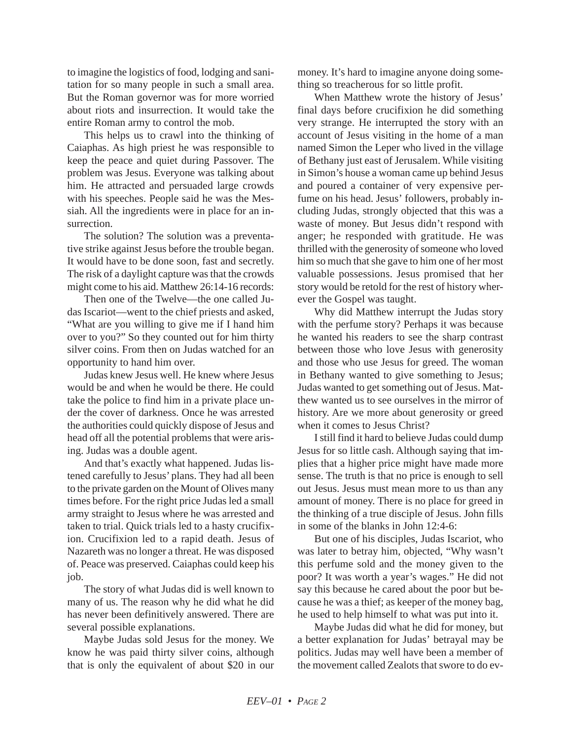to imagine the logistics of food, lodging and sanitation for so many people in such a small area. But the Roman governor was for more worried about riots and insurrection. It would take the entire Roman army to control the mob.

This helps us to crawl into the thinking of Caiaphas. As high priest he was responsible to keep the peace and quiet during Passover. The problem was Jesus. Everyone was talking about him. He attracted and persuaded large crowds with his speeches. People said he was the Messiah. All the ingredients were in place for an insurrection.

The solution? The solution was a preventative strike against Jesus before the trouble began. It would have to be done soon, fast and secretly. The risk of a daylight capture was that the crowds might come to his aid. Matthew 26:14-16 records:

Then one of the Twelve—the one called Judas Iscariot—went to the chief priests and asked, "What are you willing to give me if I hand him over to you?" So they counted out for him thirty silver coins. From then on Judas watched for an opportunity to hand him over.

Judas knew Jesus well. He knew where Jesus would be and when he would be there. He could take the police to find him in a private place under the cover of darkness. Once he was arrested the authorities could quickly dispose of Jesus and head off all the potential problems that were arising. Judas was a double agent.

And that's exactly what happened. Judas listened carefully to Jesus' plans. They had all been to the private garden on the Mount of Olives many times before. For the right price Judas led a small army straight to Jesus where he was arrested and taken to trial. Quick trials led to a hasty crucifixion. Crucifixion led to a rapid death. Jesus of Nazareth was no longer a threat. He was disposed of. Peace was preserved. Caiaphas could keep his job.

The story of what Judas did is well known to many of us. The reason why he did what he did has never been definitively answered. There are several possible explanations.

Maybe Judas sold Jesus for the money. We know he was paid thirty silver coins, although that is only the equivalent of about $20 in our money. It's hard to imagine anyone doing something so treacherous for so little profit.

When Matthew wrote the history of Jesus' final days before crucifixion he did something very strange. He interrupted the story with an account of Jesus visiting in the home of a man named Simon the Leper who lived in the village of Bethany just east of Jerusalem. While visiting in Simon's house a woman came up behind Jesus and poured a container of very expensive perfume on his head. Jesus' followers, probably including Judas, strongly objected that this was a waste of money. But Jesus didn't respond with anger; he responded with gratitude. He was thrilled with the generosity of someone who loved him so much that she gave to him one of her most valuable possessions. Jesus promised that her story would be retold for the rest of history wherever the Gospel was taught.

Why did Matthew interrupt the Judas story with the perfume story? Perhaps it was because he wanted his readers to see the sharp contrast between those who love Jesus with generosity and those who use Jesus for greed. The woman in Bethany wanted to give something to Jesus; Judas wanted to get something out of Jesus. Matthew wanted us to see ourselves in the mirror of history. Are we more about generosity or greed when it comes to Jesus Christ?

I still find it hard to believe Judas could dump Jesus for so little cash. Although saying that implies that a higher price might have made more sense. The truth is that no price is enough to sell out Jesus. Jesus must mean more to us than any amount of money. There is no place for greed in the thinking of a true disciple of Jesus. John fills in some of the blanks in John 12:4-6:

But one of his disciples, Judas Iscariot, who was later to betray him, objected, "Why wasn't this perfume sold and the money given to the poor? It was worth a year's wages." He did not say this because he cared about the poor but because he was a thief; as keeper of the money bag, he used to help himself to what was put into it.

Maybe Judas did what he did for money, but a better explanation for Judas' betrayal may be politics. Judas may well have been a member of the movement called Zealots that swore to do ev-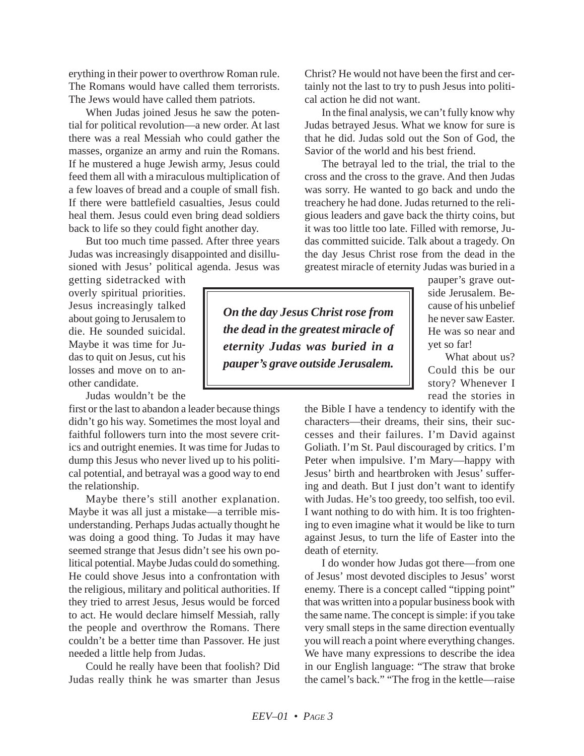erything in their power to overthrow Roman rule. The Romans would have called them terrorists. The Jews would have called them patriots.

When Judas joined Jesus he saw the potential for political revolution—a new order. At last there was a real Messiah who could gather the masses, organize an army and ruin the Romans. If he mustered a huge Jewish army, Jesus could feed them all with a miraculous multiplication of a few loaves of bread and a couple of small fish. If there were battlefield casualties, Jesus could heal them. Jesus could even bring dead soldiers back to life so they could fight another day.

But too much time passed. After three years Judas was increasingly disappointed and disillusioned with Jesus' political agenda. Jesus was getting sidetracked with overly spiritual priorities. Jesus increasingly talked about going to Jerusalem to die. He sounded suicidal. Maybe it was time for Judas to quit on Jesus, cut his losses and move on to another candidate.

Judas wouldn't be the first or the last to abandon a leader because things didn't go his way. Sometimes the most loyal and faithful followers turn into the most severe critics and outright enemies. It was time for Judas to dump this Jesus who never lived up to his political potential, and betrayal was a good way to end the relationship.

Maybe there's still another explanation. Maybe it was all just a mistake—a terrible misunderstanding. Perhaps Judas actually thought he was doing a good thing. To Judas it may have seemed strange that Jesus didn't see his own political potential. Maybe Judas could do something. He could shove Jesus into a confrontation with the religious, military and political authorities. If they tried to arrest Jesus, Jesus would be forced to act. He would declare himself Messiah, rally the people and overthrow the Romans. There couldn't be a better time than Passover. He just needed a little help from Judas.

Could he really have been that foolish? Did Judas really think he was smarter than Jesus Christ? He would not have been the first and certainly not the last to try to push Jesus into political action he did not want.

In the final analysis, we can't fully know why Judas betrayed Jesus. What we know for sure is that he did. Judas sold out the Son of God, the Savior of the world and his best friend.

The betrayal led to the trial, the trial to the cross and the cross to the grave. And then Judas was sorry. He wanted to go back and undo the treachery he had done. Judas returned to the religious leaders and gave back the thirty coins, but it was too little too late. Filled with remorse, Judas committed suicide. Talk about a tragedy. On the day Jesus Christ rose from the dead in the greatest miracle of eternity Judas was buried in a pauper's grave outside Jerusalem. Because of his unbelief he never saw Easter. He was so near and yet so far!

> ***On the day Jesus Christ rose from the dead in the greatest miracle of eternity Judas was buried in a pauper's grave outside Jerusalem.***

What about us? Could this be our story? Whenever I read the stories in the Bible I have a tendency to identify with the characters—their dreams, their sins, their successes and their failures. I'm David against Goliath. I'm St. Paul discouraged by critics. I'm Peter when impulsive. I'm Mary—happy with Jesus' birth and heartbroken with Jesus' suffering and death. But I just don't want to identify with Judas. He's too greedy, too selfish, too evil. I want nothing to do with him. It is too frightening to even imagine what it would be like to turn against Jesus, to turn the life of Easter into the death of eternity.

I do wonder how Judas got there—from one of Jesus' most devoted disciples to Jesus' worst enemy. There is a concept called "tipping point" that was written into a popular business book with the same name. The concept is simple: if you take very small steps in the same direction eventually you will reach a point where everything changes. We have many expressions to describe the idea in our English language: "The straw that broke the camel's back." "The frog in the kettle—raise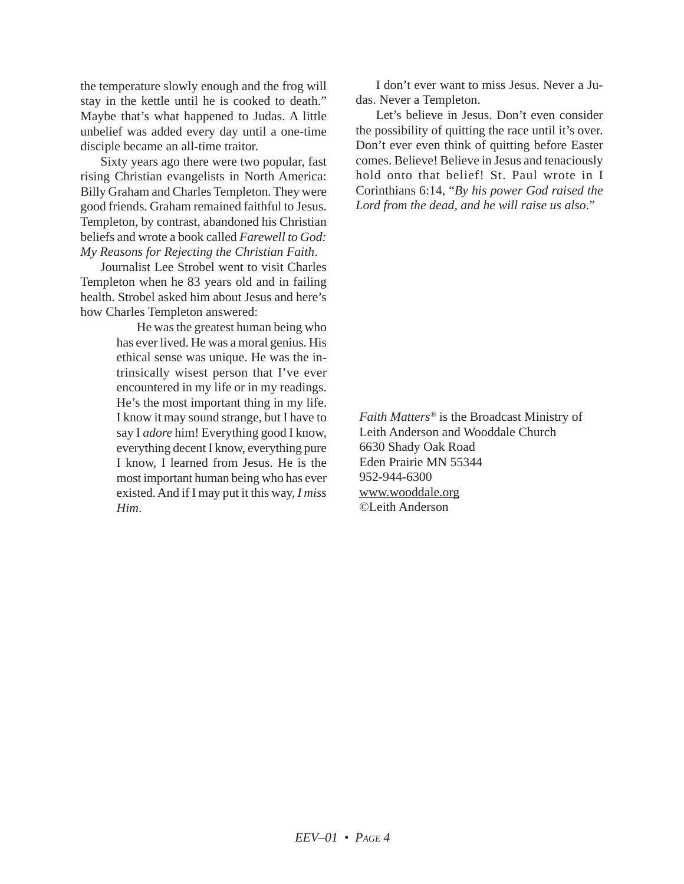the temperature slowly enough and the frog will stay in the kettle until he is cooked to death." Maybe that's what happened to Judas. A little unbelief was added every day until a one-time disciple became an all-time traitor.

Sixty years ago there were two popular, fast rising Christian evangelists in North America: Billy Graham and Charles Templeton. They were good friends. Graham remained faithful to Jesus. Templeton, by contrast, abandoned his Christian beliefs and wrote a book called *Farewell to God: My Reasons for Rejecting the Christian Faith*.

Journalist Lee Strobel went to visit Charles Templeton when he 83 years old and in failing health. Strobel asked him about Jesus and here's how Charles Templeton answered:

> He was the greatest human being who has ever lived. He was a moral genius. His ethical sense was unique. He was the intrinsically wisest person that I've ever encountered in my life or in my readings. He's the most important thing in my life. I know it may sound strange, but I have to say I *adore* him! Everything good I know, everything decent I know, everything pure I know, I learned from Jesus. He is the most important human being who has ever existed. And if I may put it this way, *I miss Him*.

I don't ever want to miss Jesus. Never a Judas. Never a Templeton.

Let's believe in Jesus. Don't even consider the possibility of quitting the race until it's over. Don't ever even think of quitting before Easter comes. Believe! Believe in Jesus and tenaciously hold onto that belief! St. Paul wrote in I Corinthians 6:14, "*By his power God raised the Lord from the dead, and he will raise us also*."

*Faith Matters*® is the Broadcast Ministry of
Leith Anderson and Wooddale Church
6630 Shady Oak Road
Eden Prairie MN 55344
952-944-6300
www.wooddale.org
©Leith Anderson